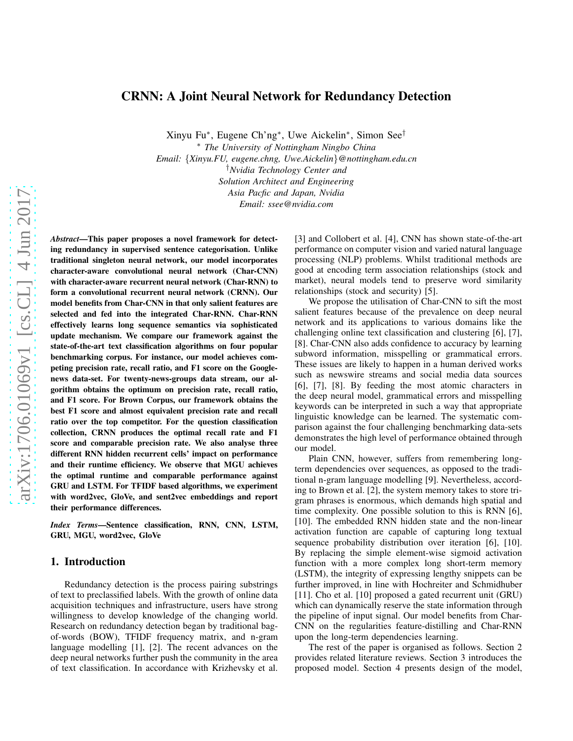# CRNN: A Joint Neural Network for Redundancy Detection

Xinyu Fu*, Eugene Ch'ng*, Uwe Aickelin*, Simon See†

\* *The University of Nottingham Ningbo China*
*Email: {Xinyu.FU, eugene.chng, Uwe.Aickelin}@nottingham.edu.cn*
†*Nvidia Technology Center and*
*Solution Architect and Engineering*
*Asia Pacfic and Japan, Nvidia*
*Email: ssee@nvidia.com*

***Abstract*—This paper proposes a novel framework for detecting redundancy in supervised sentence categorisation. Unlike traditional singleton neural network, our model incorporates character-aware convolutional neural network (Char-CNN) with character-aware recurrent neural network (Char-RNN) to form a convolutional recurrent neural network (CRNN). Our model benefits from Char-CNN in that only salient features are selected and fed into the integrated Char-RNN. Char-RNN effectively learns long sequence semantics via sophisticated update mechanism. We compare our framework against the state-of-the-art text classification algorithms on four popular benchmarking corpus. For instance, our model achieves competing precision rate, recall ratio, and F1 score on the Google-news data-set. For twenty-news-groups data stream, our algorithm obtains the optimum on precision rate, recall ratio, and F1 score. For Brown Corpus, our framework obtains the best F1 score and almost equivalent precision rate and recall ratio over the top competitor. For the question classification collection, CRNN produces the optimal recall rate and F1 score and comparable precision rate. We also analyse three different RNN hidden recurrent cells' impact on performance and their runtime efficiency. We observe that MGU achieves the optimal runtime and comparable performance against GRU and LSTM. For TFIDF based algorithms, we experiment with word2vec, GloVe, and sent2vec embeddings and report their performance differences.**

***Index Terms*—Sentence classification, RNN, CNN, LSTM, GRU, MGU, word2vec, GloVe**

## 1. Introduction

Redundancy detection is the process pairing substrings of text to preclassified labels. With the growth of online data acquisition techniques and infrastructure, users have strong willingness to develop knowledge of the changing world. Research on redundancy detection began by traditional bag-of-words (BOW), TFIDF frequency matrix, and n-gram language modelling [1], [2]. The recent advances on the deep neural networks further push the community in the area of text classification. In accordance with Krizhevsky et al. [3] and Collobert et al. [4], CNN has shown state-of-the-art performance on computer vision and varied natural language processing (NLP) problems. Whilst traditional methods are good at encoding term association relationships (stock and market), neural models tend to preserve word similarity relationships (stock and security) [5].

We propose the utilisation of Char-CNN to sift the most salient features because of the prevalence on deep neural network and its applications to various domains like the challenging online text classification and clustering [6], [7], [8]. Char-CNN also adds confidence to accuracy by learning subword information, misspelling or grammatical errors. These issues are likely to happen in a human derived works such as newswire streams and social media data sources [6], [7], [8]. By feeding the most atomic characters in the deep neural model, grammatical errors and misspelling keywords can be interpreted in such a way that appropriate linguistic knowledge can be learned. The systematic comparison against the four challenging benchmarking data-sets demonstrates the high level of performance obtained through our model.

Plain CNN, however, suffers from remembering long-term dependencies over sequences, as opposed to the traditional n-gram language modelling [9]. Nevertheless, according to Brown et al. [2], the system memory takes to store tri-gram phrases is enormous, which demands high spatial and time complexity. One possible solution to this is RNN [6], [10]. The embedded RNN hidden state and the non-linear activation function are capable of capturing long textual sequence probability distribution over iteration [6], [10]. By replacing the simple element-wise sigmoid activation function with a more complex long short-term memory (LSTM), the integrity of expressing lengthy snippets can be further improved, in line with Hochreiter and Schmidhuber [11]. Cho et al. [10] proposed a gated recurrent unit (GRU) which can dynamically reserve the state information through the pipeline of input signal. Our model benefits from Char-CNN on the regularities feature-distilling and Char-RNN upon the long-term dependencies learning.

The rest of the paper is organised as follows. Section 2 provides related literature reviews. Section 3 introduces the proposed model. Section 4 presents design of the model,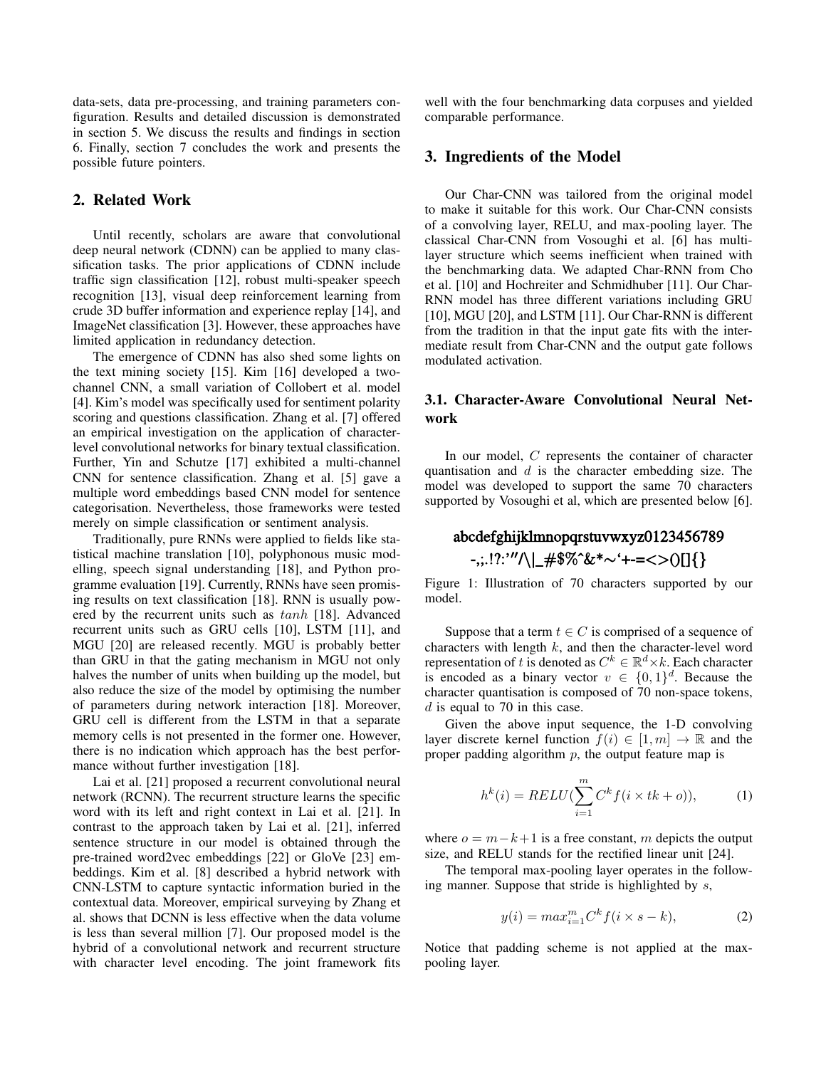data-sets, data pre-processing, and training parameters configuration. Results and detailed discussion is demonstrated in section 5. We discuss the results and findings in section 6. Finally, section 7 concludes the work and presents the possible future pointers.

## 2. Related Work

Until recently, scholars are aware that convolutional deep neural network (CDNN) can be applied to many classification tasks. The prior applications of CDNN include traffic sign classification [12], robust multi-speaker speech recognition [13], visual deep reinforcement learning from crude 3D buffer information and experience replay [14], and ImageNet classification [3]. However, these approaches have limited application in redundancy detection.

The emergence of CDNN has also shed some lights on the text mining society [15]. Kim [16] developed a two-channel CNN, a small variation of Collobert et al. model [4]. Kim's model was specifically used for sentiment polarity scoring and questions classification. Zhang et al. [7] offered an empirical investigation on the application of character-level convolutional networks for binary textual classification. Further, Yin and Schutze [17] exhibited a multi-channel CNN for sentence classification. Zhang et al. [5] gave a multiple word embeddings based CNN model for sentence categorisation. Nevertheless, those frameworks were tested merely on simple classification or sentiment analysis.

Traditionally, pure RNNs were applied to fields like statistical machine translation [10], polyphonous music modelling, speech signal understanding [18], and Python programme evaluation [19]. Currently, RNNs have seen promising results on text classification [18]. RNN is usually powered by the recurrent units such as $tanh$ [18]. Advanced recurrent units such as GRU cells [10], LSTM [11], and MGU [20] are released recently. MGU is probably better than GRU in that the gating mechanism in MGU not only halves the number of units when building up the model, but also reduce the size of the model by optimising the number of parameters during network interaction [18]. Moreover, GRU cell is different from the LSTM in that a separate memory cells is not presented in the former one. However, there is no indication which approach has the best performance without further investigation [18].

Lai et al. [21] proposed a recurrent convolutional neural network (RCNN). The recurrent structure learns the specific word with its left and right context in Lai et al. [21]. In contrast to the approach taken by Lai et al. [21], inferred sentence structure in our model is obtained through the pre-trained word2vec embeddings [22] or GloVe [23] embeddings. Kim et al. [8] described a hybrid network with CNN-LSTM to capture syntactic information buried in the contextual data. Moreover, empirical surveying by Zhang et al. shows that DCNN is less effective when the data volume is less than several million [7]. Our proposed model is the hybrid of a convolutional network and recurrent structure with character level encoding. The joint framework fits well with the four benchmarking data corpuses and yielded comparable performance.

## 3. Ingredients of the Model

Our Char-CNN was tailored from the original model to make it suitable for this work. Our Char-CNN consists of a convolving layer, RELU, and max-pooling layer. The classical Char-CNN from Vosoughi et al. [6] has multi-layer structure which seems inefficient when trained with the benchmarking data. We adapted Char-RNN from Cho et al. [10] and Hochreiter and Schmidhuber [11]. Our Char-RNN model has three different variations including GRU [10], MGU [20], and LSTM [11]. Our Char-RNN is different from the tradition in that the input gate fits with the intermediate result from Char-CNN and the output gate follows modulated activation.

### 3.1. Character-Aware Convolutional Neural Network

In our model, $C$ represents the container of character quantisation and $d$ is the character embedding size. The model was developed to support the same 70 characters supported by Vosoughi et al, which are presented below [6].

abcdefghijklmnopqrstuvwxyz0123456789
-,;.!?:'"/\|_#$%ˆ&*~'+-=<>()[]{}

Figure 1: Illustration of 70 characters supported by our model.

Suppose that a term $t \in C$ is comprised of a sequence of characters with length $k$, and then the character-level word representation of $t$ is denoted as $C^k \in \mathbb{R}^d \times k$. Each character is encoded as a binary vector $v \in \{0,1\}^d$. Because the character quantisation is composed of 70 non-space tokens, $d$ is equal to 70 in this case.

Given the above input sequence, the 1-D convolving layer discrete kernel function $f(i) \in [1, m] \rightarrow \mathbb{R}$ and the proper padding algorithm $p$, the output feature map is

$$h^k(i) = RELU(\sum_{i=1}^{m} C^k f(i \times tk + o)), \tag{1}$$

where $o = m - k + 1$ is a free constant, $m$ depicts the output size, and RELU stands for the rectified linear unit [24].

The temporal max-pooling layer operates in the following manner. Suppose that stride is highlighted by $s$,

$$y(i) = max_{i=1}^{m} C^k f(i \times s - k), \tag{2}$$

Notice that padding scheme is not applied at the max-pooling layer.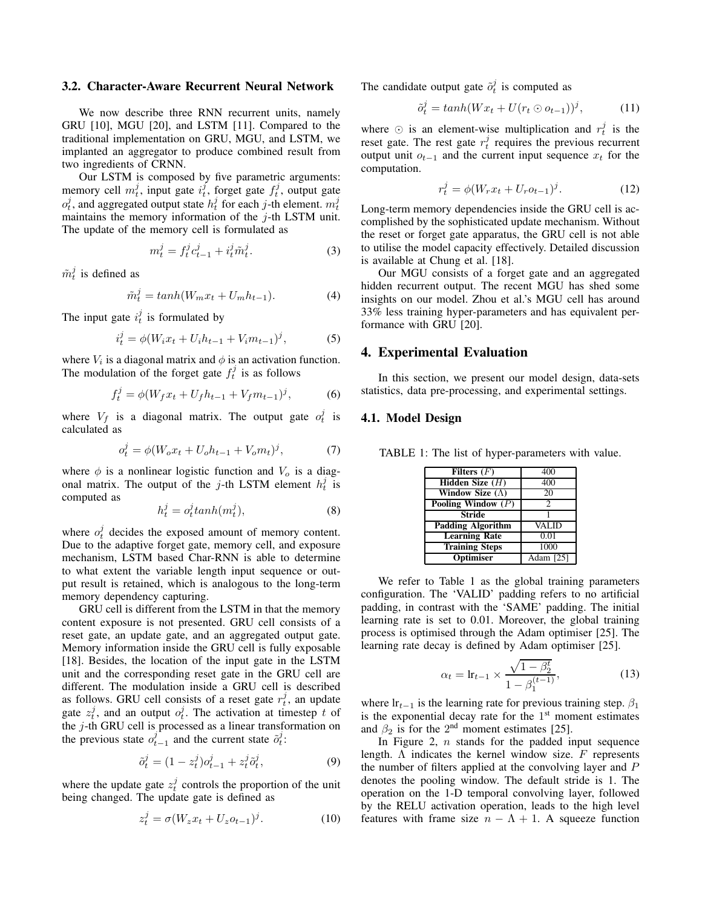### 3.2. Character-Aware Recurrent Neural Network

We now describe three RNN recurrent units, namely GRU [10], MGU [20], and LSTM [11]. Compared to the traditional implementation on GRU, MGU, and LSTM, we implanted an aggregator to produce combined result from two ingredients of CRNN.

Our LSTM is composed by five parametric arguments: memory cell $m_t^j$, input gate $i_t^j$, forget gate $f_t^j$, output gate $o_t^j$, and aggregated output state $h_t^j$ for each $j$-th element. $m_t^j$ maintains the memory information of the $j$-th LSTM unit. The update of the memory cell is formulated as

$$m_t^j = f_t^j c_{t-1}^j + i_t^j \tilde{m}_t^j. \tag{3}$$

$\tilde{m}_t^j$ is defined as

$$\tilde{m}_t^j = tanh(W_m x_t + U_m h_{t-1}). \tag{4}$$

The input gate $i_t^j$ is formulated by

$$i_t^j = \phi(W_i x_t + U_i h_{t-1} + V_i m_{t-1})^j, \tag{5}$$

where $V_i$ is a diagonal matrix and $\phi$ is an activation function. The modulation of the forget gate $f_t^j$ is as follows

$$f_t^j = \phi(W_f x_t + U_f h_{t-1} + V_f m_{t-1})^j, \tag{6}$$

where $V_f$ is a diagonal matrix. The output gate $o_t^j$ is calculated as

$$o_t^j = \phi(W_o x_t + U_o h_{t-1} + V_o m_t)^j, \tag{7}$$

where $\phi$ is a nonlinear logistic function and $V_o$ is a diagonal matrix. The output of the $j$-th LSTM element $h_t^j$ is computed as

$$h_t^j = o_t^j tanh(m_t^j), \tag{8}$$

where $o_t^j$ decides the exposed amount of memory content. Due to the adaptive forget gate, memory cell, and exposure mechanism, LSTM based Char-RNN is able to determine to what extent the variable length input sequence or output result is retained, which is analogous to the long-term memory dependency capturing.

GRU cell is different from the LSTM in that the memory content exposure is not presented. GRU cell consists of a reset gate, an update gate, and an aggregated output gate. Memory information inside the GRU cell is fully exposable [18]. Besides, the location of the input gate in the LSTM unit and the corresponding reset gate in the GRU cell are different. The modulation inside a GRU cell is described as follows. GRU cell consists of a reset gate $r_t^j$, an update gate $z_t^j$, and an output $o_t^j$. The activation at timestep $t$ of the $j$-th GRU cell is processed as a linear transformation on the previous state $o_{t-1}^j$ and the current state $\tilde{o}_t^j$:

$$\tilde{o}_t^j = (1 - z_t^j) o_{t-1}^j + z_t^j \tilde{o}_t^j, \tag{9}$$

where the update gate $z_t^j$ controls the proportion of the unit being changed. The update gate is defined as

$$z_t^j = \sigma(W_z x_t + U_z o_{t-1})^j. \tag{10}$$

The candidate output gate $\tilde{o}_t^j$ is computed as

$$\tilde{o}_t^j = tanh(W x_t + U(r_t \odot o_{t-1}))^j, \tag{11}$$

where $\odot$ is an element-wise multiplication and $r_t^j$ is the reset gate. The rest gate $r_t^j$ requires the previous recurrent output unit $o_{t-1}$ and the current input sequence $x_t$ for the computation.

$$r_t^j = \phi(W_r x_t + U_r o_{t-1})^j. \tag{12}$$

Long-term memory dependencies inside the GRU cell is accomplished by the sophisticated update mechanism. Without the reset or forget gate apparatus, the GRU cell is not able to utilise the model capacity effectively. Detailed discussion is available at Chung et al. [18].

Our MGU consists of a forget gate and an aggregated hidden recurrent output. The recent MGU has shed some insights on our model. Zhou et al.'s MGU cell has around 33% less training hyper-parameters and has equivalent performance with GRU [20].

## 4. Experimental Evaluation

In this section, we present our model design, data-sets statistics, data pre-processing, and experimental settings.

### 4.1. Model Design

TABLE 1: The list of hyper-parameters with value.

| Parameter | Value |
|---|---|
| **Filters** ($F$) | 400 |
| **Hidden Size** ($H$) | 400 |
| **Window Size** ($\Lambda$) | 20 |
| **Pooling Window** ($P$) | 2 |
| **Stride** | 1 |
| **Padding Algorithm** | VALID |
| **Learning Rate** | 0.01 |
| **Training Steps** | 1000 |
| **Optimiser** | Adam [25] |

We refer to Table 1 as the global training parameters configuration. The 'VALID' padding refers to no artificial padding, in contrast with the 'SAME' padding. The initial learning rate is set to 0.01. Moreover, the global training process is optimised through the Adam optimiser [25]. The learning rate decay is defined by Adam optimiser [25].

$$\alpha_t = \text{lr}_{t-1} \times \frac{\sqrt{1 - \beta_2^t}}{1 - \beta_1^{(t-1)}}, \tag{13}$$

where $\text{lr}_{t-1}$ is the learning rate for previous training step. $\beta_1$ is the exponential decay rate for the 1st moment estimates and $\beta_2$ is for the 2nd moment estimates [25].

In Figure 2, $n$ stands for the padded input sequence length. $\Lambda$ indicates the kernel window size. $F$ represents the number of filters applied at the convolving layer and $P$ denotes the pooling window. The default stride is 1. The operation on the 1-D temporal convolving layer, followed by the RELU activation operation, leads to the high level features with frame size $n - \Lambda + 1$. A squeeze function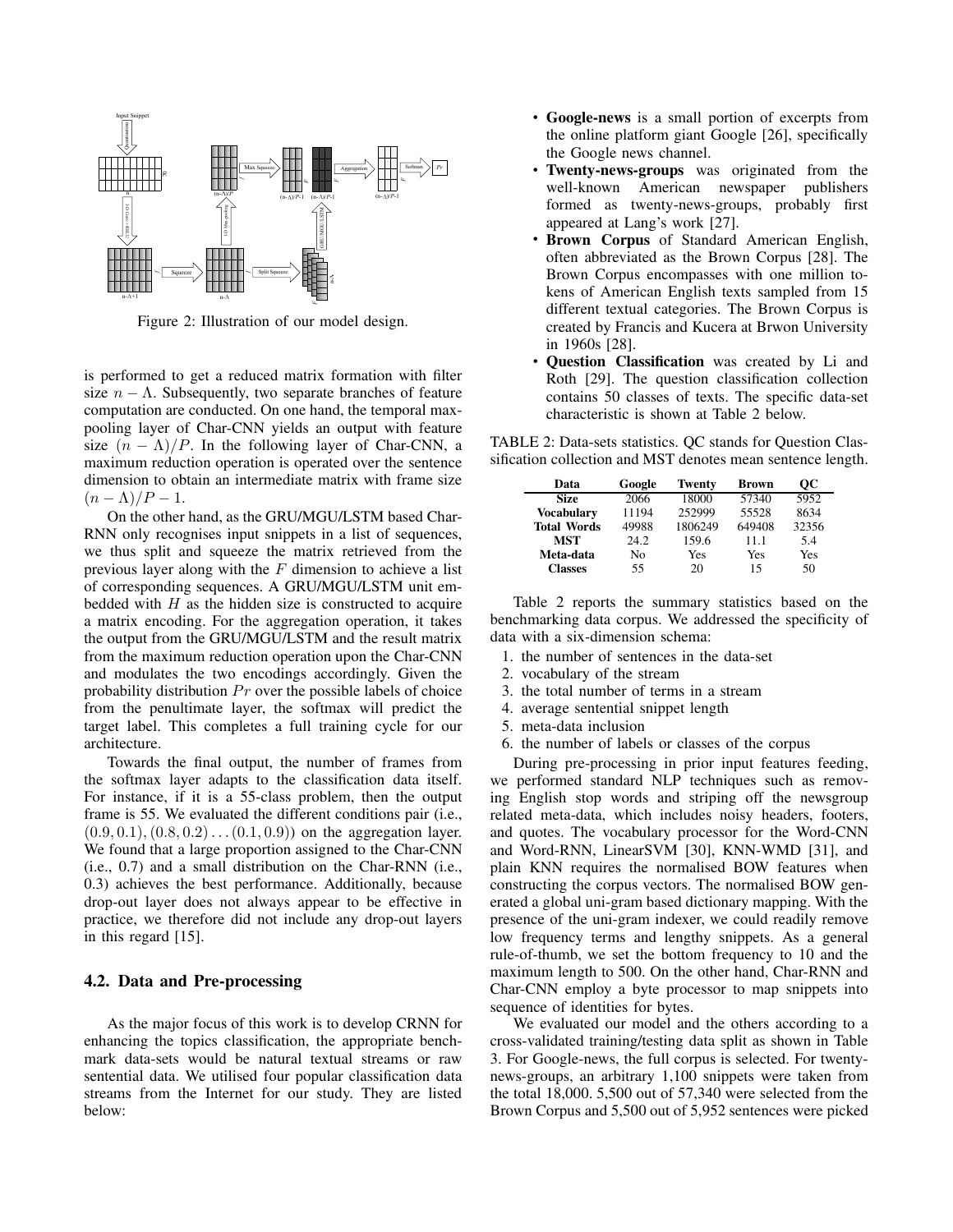Figure 2: Illustration of our model design.

is performed to get a reduced matrix formation with filter size $n - \Lambda$. Subsequently, two separate branches of feature computation are conducted. On one hand, the temporal max-pooling layer of Char-CNN yields an output with feature size $(n - \Lambda)/P$. In the following layer of Char-CNN, a maximum reduction operation is operated over the sentence dimension to obtain an intermediate matrix with frame size $(n - \Lambda)/P - 1$.

On the other hand, as the GRU/MGU/LSTM based Char-RNN only recognises input snippets in a list of sequences, we thus split and squeeze the matrix retrieved from the previous layer along with the $F$ dimension to achieve a list of corresponding sequences. A GRU/MGU/LSTM unit embedded with $H$ as the hidden size is constructed to acquire a matrix encoding. For the aggregation operation, it takes the output from the GRU/MGU/LSTM and the result matrix from the maximum reduction operation upon the Char-CNN and modulates the two encodings accordingly. Given the probability distribution $Pr$ over the possible labels of choice from the penultimate layer, the softmax will predict the target label. This completes a full training cycle for our architecture.

Towards the final output, the number of frames from the softmax layer adapts to the classification data itself. For instance, if it is a 55-class problem, then the output frame is 55. We evaluated the different conditions pair (i.e., $(0.9, 0.1), (0.8, 0.2) \dots (0.1, 0.9)$) on the aggregation layer. We found that a large proportion assigned to the Char-CNN (i.e., 0.7) and a small distribution on the Char-RNN (i.e., 0.3) achieves the best performance. Additionally, because drop-out layer does not always appear to be effective in practice, we therefore did not include any drop-out layers in this regard [15].

### 4.2. Data and Pre-processing

As the major focus of this work is to develop CRNN for enhancing the topics classification, the appropriate benchmark data-sets would be natural textual streams or raw sentential data. We utilised four popular classification data streams from the Internet for our study. They are listed below:

- **Google-news** is a small portion of excerpts from the online platform giant Google [26], specifically the Google news channel.
- **Twenty-news-groups** was originated from the well-known American newspaper publishers formed as twenty-news-groups, probably first appeared at Lang's work [27].
- **Brown Corpus** of Standard American English, often abbreviated as the Brown Corpus [28]. The Brown Corpus encompasses with one million tokens of American English texts sampled from 15 different textual categories. The Brown Corpus is created by Francis and Kucera at Brwon University in 1960s [28].
- **Question Classification** was created by Li and Roth [29]. The question classification collection contains 50 classes of texts. The specific data-set characteristic is shown at Table 2 below.

TABLE 2: Data-sets statistics. QC stands for Question Classification collection and MST denotes mean sentence length.

| Data | Google | Twenty | Brown | QC |
|---|---|---|---|---|
| **Size** | 2066 | 18000 | 57340 | 5952 |
| **Vocabulary** | 11194 | 252999 | 55528 | 8634 |
| **Total Words** | 49988 | 1806249 | 649408 | 32356 |
| **MST** | 24.2 | 159.6 | 11.1 | 5.4 |
| **Meta-data** | No | Yes | Yes | Yes |
| **Classes** | 55 | 20 | 15 | 50 |

Table 2 reports the summary statistics based on the benchmarking data corpus. We addressed the specificity of data with a six-dimension schema:

1. the number of sentences in the data-set
2. vocabulary of the stream
3. the total number of terms in a stream
4. average sentential snippet length
5. meta-data inclusion
6. the number of labels or classes of the corpus

During pre-processing in prior input features feeding, we performed standard NLP techniques such as removing English stop words and striping off the newsgroup related meta-data, which includes noisy headers, footers, and quotes. The vocabulary processor for the Word-CNN and Word-RNN, LinearSVM [30], KNN-WMD [31], and plain KNN requires the normalised BOW features when constructing the corpus vectors. The normalised BOW generated a global uni-gram based dictionary mapping. With the presence of the uni-gram indexer, we could readily remove low frequency terms and lengthy snippets. As a general rule-of-thumb, we set the bottom frequency to 10 and the maximum length to 500. On the other hand, Char-RNN and Char-CNN employ a byte processor to map snippets into sequence of identities for bytes.

We evaluated our model and the others according to a cross-validated training/testing data split as shown in Table 3. For Google-news, the full corpus is selected. For twenty-news-groups, an arbitrary 1,100 snippets were taken from the total 18,000. 5,500 out of 57,340 were selected from the Brown Corpus and 5,500 out of 5,952 sentences were picked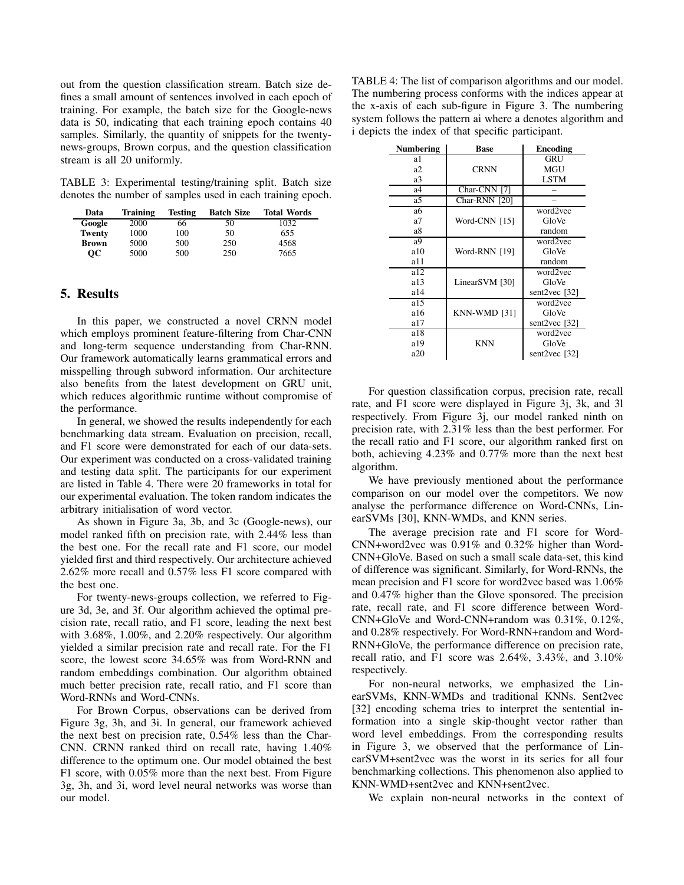out from the question classification stream. Batch size defines a small amount of sentences involved in each epoch of training. For example, the batch size for the Google-news data is 50, indicating that each training epoch contains 40 samples. Similarly, the quantity of snippets for the twenty-news-groups, Brown corpus, and the question classification stream is all 20 uniformly.

TABLE 3: Experimental testing/training split. Batch size denotes the number of samples used in each training epoch.

| Data | Training | Testing | Batch Size | Total Words |
|---|---|---|---|---|
| **Google** | 2000 | 66 | 50 | 1032 |
| **Twenty** | 1000 | 100 | 50 | 655 |
| **Brown** | 5000 | 500 | 250 | 4568 |
| **QC** | 5000 | 500 | 250 | 7665 |

## 5. Results

In this paper, we constructed a novel CRNN model which employs prominent feature-filtering from Char-CNN and long-term sequence understanding from Char-RNN. Our framework automatically learns grammatical errors and misspelling through subword information. Our architecture also benefits from the latest development on GRU unit, which reduces algorithmic runtime without compromise of the performance.

In general, we showed the results independently for each benchmarking data stream. Evaluation on precision, recall, and F1 score were demonstrated for each of our data-sets. Our experiment was conducted on a cross-validated training and testing data split. The participants for our experiment are listed in Table 4. There were 20 frameworks in total for our experimental evaluation. The token random indicates the arbitrary initialisation of word vector.

As shown in Figure 3a, 3b, and 3c (Google-news), our model ranked fifth on precision rate, with 2.44% less than the best one. For the recall rate and F1 score, our model yielded first and third respectively. Our architecture achieved 2.62% more recall and 0.57% less F1 score compared with the best one.

For twenty-news-groups collection, we referred to Figure 3d, 3e, and 3f. Our algorithm achieved the optimal precision rate, recall ratio, and F1 score, leading the next best with 3.68%, 1.00%, and 2.20% respectively. Our algorithm yielded a similar precision rate and recall rate. For the F1 score, the lowest score 34.65% was from Word-RNN and random embeddings combination. Our algorithm obtained much better precision rate, recall ratio, and F1 score than Word-RNNs and Word-CNNs.

For Brown Corpus, observations can be derived from Figure 3g, 3h, and 3i. In general, our framework achieved the next best on precision rate, 0.54% less than the Char-CNN. CRNN ranked third on recall rate, having 1.40% difference to the optimum one. Our model obtained the best F1 score, with 0.05% more than the next best. From Figure 3g, 3h, and 3i, word level neural networks was worse than our model.

TABLE 4: The list of comparison algorithms and our model. The numbering process conforms with the indices appear at the x-axis of each sub-figure in Figure 3. The numbering system follows the pattern ai where a denotes algorithm and i depicts the index of that specific participant.

| Numbering | Base | Encoding |
|---|---|---|
| a1 | | GRU |
| a2 | CRNN | MGU |
| a3 | | LSTM |
| a4 | Char-CNN [7] | – |
| a5 | Char-RNN [20] | – |
| a6 | | word2vec |
| a7 | Word-CNN [15] | GloVe |
| a8 | | random |
| a9 | | word2vec |
| a10 | Word-RNN [19] | GloVe |
| a11 | | random |
| a12 | | word2vec |
| a13 | LinearSVM [30] | GloVe |
| a14 | | sent2vec [32] |
| a15 | | word2vec |
| a16 | KNN-WMD [31] | GloVe |
| a17 | | sent2vec [32] |
| a18 | | word2vec |
| a19 | KNN | GloVe |
| a20 | | sent2vec [32] |

For question classification corpus, precision rate, recall rate, and F1 score were displayed in Figure 3j, 3k, and 3l respectively. From Figure 3j, our model ranked ninth on precision rate, with 2.31% less than the best performer. For the recall ratio and F1 score, our algorithm ranked first on both, achieving 4.23% and 0.77% more than the next best algorithm.

We have previously mentioned about the performance comparison on our model over the competitors. We now analyse the performance difference on Word-CNNs, LinearSVMs [30], KNN-WMDs, and KNN series.

The average precision rate and F1 score for Word-CNN+word2vec was 0.91% and 0.32% higher than Word-CNN+GloVe. Based on such a small scale data-set, this kind of difference was significant. Similarly, for Word-RNNs, the mean precision and F1 score for word2vec based was 1.06% and 0.47% higher than the Glove sponsored. The precision rate, recall rate, and F1 score difference between Word-CNN+GloVe and Word-CNN+random was 0.31%, 0.12%, and 0.28% respectively. For Word-RNN+random and Word-RNN+GloVe, the performance difference on precision rate, recall ratio, and F1 score was 2.64%, 3.43%, and 3.10% respectively.

For non-neural networks, we emphasized the LinearSVMs, KNN-WMDs and traditional KNNs. Sent2vec [32] encoding schema tries to interpret the sentential information into a single skip-thought vector rather than word level embeddings. From the corresponding results in Figure 3, we observed that the performance of LinearSVM+sent2vec was the worst in its series for all four benchmarking collections. This phenomenon also applied to KNN-WMD+sent2vec and KNN+sent2vec.

We explain non-neural networks in the context of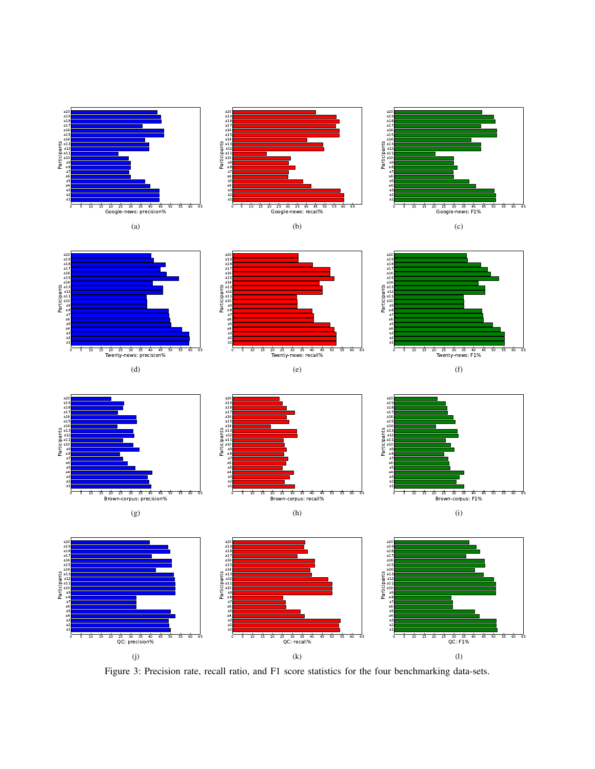(a)

(b)

(c)

(d)

(e)

(f)

(g)

(h)

(i)

(j)

(k)

(l)

Figure 3: Precision rate, recall ratio, and F1 score statistics for the four benchmarking data-sets.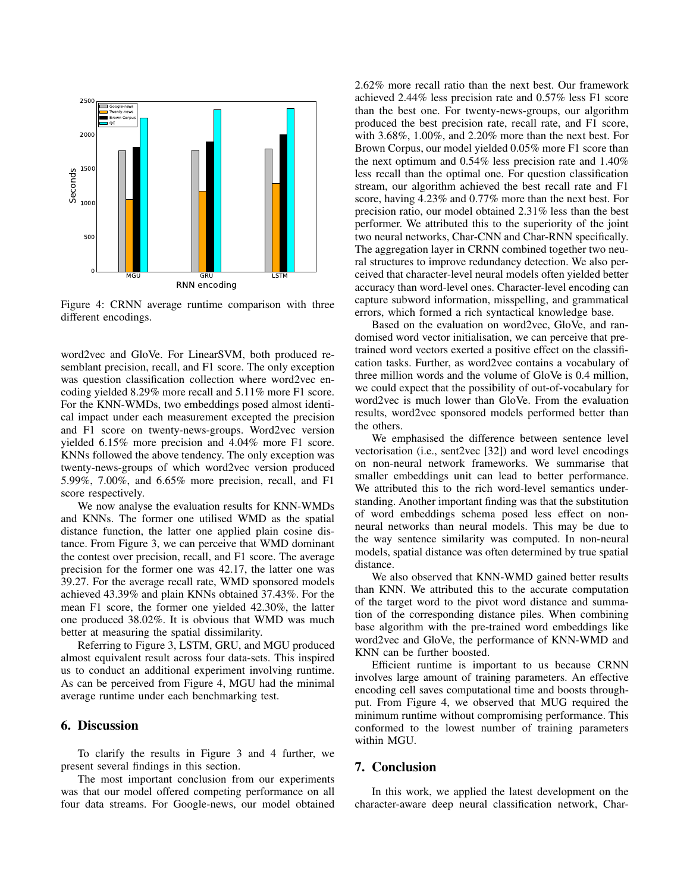Figure 4: CRNN average runtime comparison with three different encodings.

word2vec and GloVe. For LinearSVM, both produced resemblant precision, recall, and F1 score. The only exception was question classification collection where word2vec encoding yielded 8.29% more recall and 5.11% more F1 score. For the KNN-WMDs, two embeddings posed almost identical impact under each measurement excepted the precision and F1 score on twenty-news-groups. Word2vec version yielded 6.15% more precision and 4.04% more F1 score. KNNs followed the above tendency. The only exception was twenty-news-groups of which word2vec version produced 5.99%, 7.00%, and 6.65% more precision, recall, and F1 score respectively.

We now analyse the evaluation results for KNN-WMDs and KNNs. The former one utilised WMD as the spatial distance function, the latter one applied plain cosine distance. From Figure 3, we can perceive that WMD dominant the contest over precision, recall, and F1 score. The average precision for the former one was 42.17, the latter one was 39.27. For the average recall rate, WMD sponsored models achieved 43.39% and plain KNNs obtained 37.43%. For the mean F1 score, the former one yielded 42.30%, the latter one produced 38.02%. It is obvious that WMD was much better at measuring the spatial dissimilarity.

Referring to Figure 3, LSTM, GRU, and MGU produced almost equivalent result across four data-sets. This inspired us to conduct an additional experiment involving runtime. As can be perceived from Figure 4, MGU had the minimal average runtime under each benchmarking test.

## 6. Discussion

To clarify the results in Figure 3 and 4 further, we present several findings in this section.

The most important conclusion from our experiments was that our model offered competing performance on all four data streams. For Google-news, our model obtained 2.62% more recall ratio than the next best. Our framework achieved 2.44% less precision rate and 0.57% less F1 score than the best one. For twenty-news-groups, our algorithm produced the best precision rate, recall rate, and F1 score, with 3.68%, 1.00%, and 2.20% more than the next best. For Brown Corpus, our model yielded 0.05% more F1 score than the next optimum and 0.54% less precision rate and 1.40% less recall than the optimal one. For question classification stream, our algorithm achieved the best recall rate and F1 score, having 4.23% and 0.77% more than the next best. For precision ratio, our model obtained 2.31% less than the best performer. We attributed this to the superiority of the joint two neural networks, Char-CNN and Char-RNN specifically. The aggregation layer in CRNN combined together two neural structures to improve redundancy detection. We also perceived that character-level neural models often yielded better accuracy than word-level ones. Character-level encoding can capture subword information, misspelling, and grammatical errors, which formed a rich syntactical knowledge base.

Based on the evaluation on word2vec, GloVe, and randomised word vector initialisation, we can perceive that pre-trained word vectors exerted a positive effect on the classification tasks. Further, as word2vec contains a vocabulary of three million words and the volume of GloVe is 0.4 million, we could expect that the possibility of out-of-vocabulary for word2vec is much lower than GloVe. From the evaluation results, word2vec sponsored models performed better than the others.

We emphasised the difference between sentence level vectorisation (i.e., sent2vec [32]) and word level encodings on non-neural network frameworks. We summarise that smaller embeddings unit can lead to better performance. We attributed this to the rich word-level semantics understanding. Another important finding was that the substitution of word embeddings schema posed less effect on non-neural networks than neural models. This may be due to the way sentence similarity was computed. In non-neural models, spatial distance was often determined by true spatial distance.

We also observed that KNN-WMD gained better results than KNN. We attributed this to the accurate computation of the target word to the pivot word distance and summation of the corresponding distance piles. When combining base algorithm with the pre-trained word embeddings like word2vec and GloVe, the performance of KNN-WMD and KNN can be further boosted.

Efficient runtime is important to us because CRNN involves large amount of training parameters. An effective encoding cell saves computational time and boosts throughput. From Figure 4, we observed that MUG required the minimum runtime without compromising performance. This conformed to the lowest number of training parameters within MGU.

## 7. Conclusion

In this work, we applied the latest development on the character-aware deep neural classification network, Char-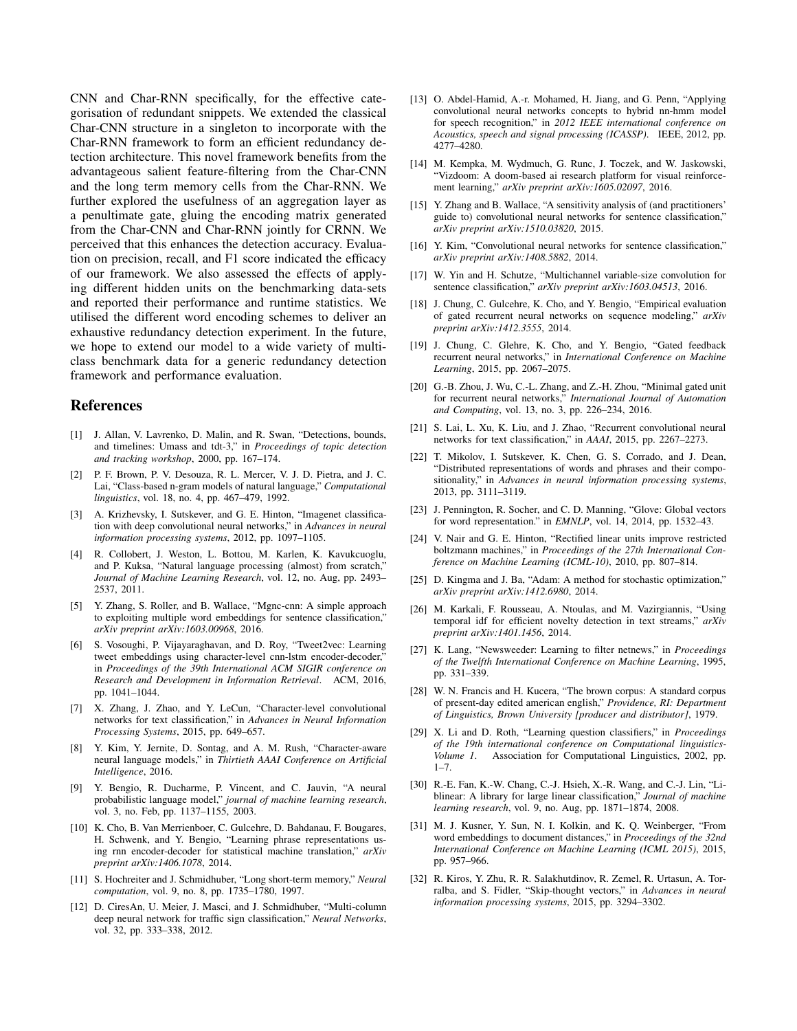CNN and Char-RNN specifically, for the effective categorisation of redundant snippets. We extended the classical Char-CNN structure in a singleton to incorporate with the Char-RNN framework to form an efficient redundancy detection architecture. This novel framework benefits from the advantageous salient feature-filtering from the Char-CNN and the long term memory cells from the Char-RNN. We further explored the usefulness of an aggregation layer as a penultimate gate, gluing the encoding matrix generated from the Char-CNN and Char-RNN jointly for CRNN. We perceived that this enhances the detection accuracy. Evaluation on precision, recall, and F1 score indicated the efficacy of our framework. We also assessed the effects of applying different hidden units on the benchmarking data-sets and reported their performance and runtime statistics. We utilised the different word encoding schemes to deliver an exhaustive redundancy detection experiment. In the future, we hope to extend our model to a wide variety of multi-class benchmark data for a generic redundancy detection framework and performance evaluation.

## References

[1] J. Allan, V. Lavrenko, D. Malin, and R. Swan, "Detections, bounds, and timelines: Umass and tdt-3," in *Proceedings of topic detection and tracking workshop*, 2000, pp. 167–174.

[2] P. F. Brown, P. V. Desouza, R. L. Mercer, V. J. D. Pietra, and J. C. Lai, "Class-based n-gram models of natural language," *Computational linguistics*, vol. 18, no. 4, pp. 467–479, 1992.

[3] A. Krizhevsky, I. Sutskever, and G. E. Hinton, "Imagenet classification with deep convolutional neural networks," in *Advances in neural information processing systems*, 2012, pp. 1097–1105.

[4] R. Collobert, J. Weston, L. Bottou, M. Karlen, K. Kavukcuoglu, and P. Kuksa, "Natural language processing (almost) from scratch," *Journal of Machine Learning Research*, vol. 12, no. Aug, pp. 2493–2537, 2011.

[5] Y. Zhang, S. Roller, and B. Wallace, "Mgnc-cnn: A simple approach to exploiting multiple word embeddings for sentence classification," *arXiv preprint arXiv:1603.00968*, 2016.

[6] S. Vosoughi, P. Vijayaraghavan, and D. Roy, "Tweet2vec: Learning tweet embeddings using character-level cnn-lstm encoder-decoder," in *Proceedings of the 39th International ACM SIGIR conference on Research and Development in Information Retrieval*. ACM, 2016, pp. 1041–1044.

[7] X. Zhang, J. Zhao, and Y. LeCun, "Character-level convolutional networks for text classification," in *Advances in Neural Information Processing Systems*, 2015, pp. 649–657.

[8] Y. Kim, Y. Jernite, D. Sontag, and A. M. Rush, "Character-aware neural language models," in *Thirtieth AAAI Conference on Artificial Intelligence*, 2016.

[9] Y. Bengio, R. Ducharme, P. Vincent, and C. Jauvin, "A neural probabilistic language model," *journal of machine learning research*, vol. 3, no. Feb, pp. 1137–1155, 2003.

[10] K. Cho, B. Van Merrienboer, C. Gulcehre, D. Bahdanau, F. Bougares, H. Schwenk, and Y. Bengio, "Learning phrase representations using rnn encoder-decoder for statistical machine translation," *arXiv preprint arXiv:1406.1078*, 2014.

[11] S. Hochreiter and J. Schmidhuber, "Long short-term memory," *Neural computation*, vol. 9, no. 8, pp. 1735–1780, 1997.

[12] D. CiresAn, U. Meier, J. Masci, and J. Schmidhuber, "Multi-column deep neural network for traffic sign classification," *Neural Networks*, vol. 32, pp. 333–338, 2012.

[13] O. Abdel-Hamid, A.-r. Mohamed, H. Jiang, and G. Penn, "Applying convolutional neural networks concepts to hybrid nn-hmm model for speech recognition," in *2012 IEEE international conference on Acoustics, speech and signal processing (ICASSP)*. IEEE, 2012, pp. 4277–4280.

[14] M. Kempka, M. Wydmuch, G. Runc, J. Toczek, and W. Jaskowski, "Vizdoom: A doom-based ai research platform for visual reinforcement learning," *arXiv preprint arXiv:1605.02097*, 2016.

[15] Y. Zhang and B. Wallace, "A sensitivity analysis of (and practitioners' guide to) convolutional neural networks for sentence classification," *arXiv preprint arXiv:1510.03820*, 2015.

[16] Y. Kim, "Convolutional neural networks for sentence classification," *arXiv preprint arXiv:1408.5882*, 2014.

[17] W. Yin and H. Schutze, "Multichannel variable-size convolution for sentence classification," *arXiv preprint arXiv:1603.04513*, 2016.

[18] J. Chung, C. Gulcehre, K. Cho, and Y. Bengio, "Empirical evaluation of gated recurrent neural networks on sequence modeling," *arXiv preprint arXiv:1412.3555*, 2014.

[19] J. Chung, C. Glehre, K. Cho, and Y. Bengio, "Gated feedback recurrent neural networks," in *International Conference on Machine Learning*, 2015, pp. 2067–2075.

[20] G.-B. Zhou, J. Wu, C.-L. Zhang, and Z.-H. Zhou, "Minimal gated unit for recurrent neural networks," *International Journal of Automation and Computing*, vol. 13, no. 3, pp. 226–234, 2016.

[21] S. Lai, L. Xu, K. Liu, and J. Zhao, "Recurrent convolutional neural networks for text classification," in *AAAI*, 2015, pp. 2267–2273.

[22] T. Mikolov, I. Sutskever, K. Chen, G. S. Corrado, and J. Dean, "Distributed representations of words and phrases and their compositionality," in *Advances in neural information processing systems*, 2013, pp. 3111–3119.

[23] J. Pennington, R. Socher, and C. D. Manning, "Glove: Global vectors for word representation." in *EMNLP*, vol. 14, 2014, pp. 1532–43.

[24] V. Nair and G. E. Hinton, "Rectified linear units improve restricted boltzmann machines," in *Proceedings of the 27th International Conference on Machine Learning (ICML-10)*, 2010, pp. 807–814.

[25] D. Kingma and J. Ba, "Adam: A method for stochastic optimization," *arXiv preprint arXiv:1412.6980*, 2014.

[26] M. Karkali, F. Rousseau, A. Ntoulas, and M. Vazirgiannis, "Using temporal idf for efficient novelty detection in text streams," *arXiv preprint arXiv:1401.1456*, 2014.

[27] K. Lang, "Newsweeder: Learning to filter netnews," in *Proceedings of the Twelfth International Conference on Machine Learning*, 1995, pp. 331–339.

[28] W. N. Francis and H. Kucera, "The brown corpus: A standard corpus of present-day edited american english," *Providence, RI: Department of Linguistics, Brown University [producer and distributor]*, 1979.

[29] X. Li and D. Roth, "Learning question classifiers," in *Proceedings of the 19th international conference on Computational linguistics-Volume 1*. Association for Computational Linguistics, 2002, pp. 1–7.

[30] R.-E. Fan, K.-W. Chang, C.-J. Hsieh, X.-R. Wang, and C.-J. Lin, "Liblinear: A library for large linear classification," *Journal of machine learning research*, vol. 9, no. Aug, pp. 1871–1874, 2008.

[31] M. J. Kusner, Y. Sun, N. I. Kolkin, and K. Q. Weinberger, "From word embeddings to document distances," in *Proceedings of the 32nd International Conference on Machine Learning (ICML 2015)*, 2015, pp. 957–966.

[32] R. Kiros, Y. Zhu, R. R. Salakhutdinov, R. Zemel, R. Urtasun, A. Torralba, and S. Fidler, "Skip-thought vectors," in *Advances in neural information processing systems*, 2015, pp. 3294–3302.